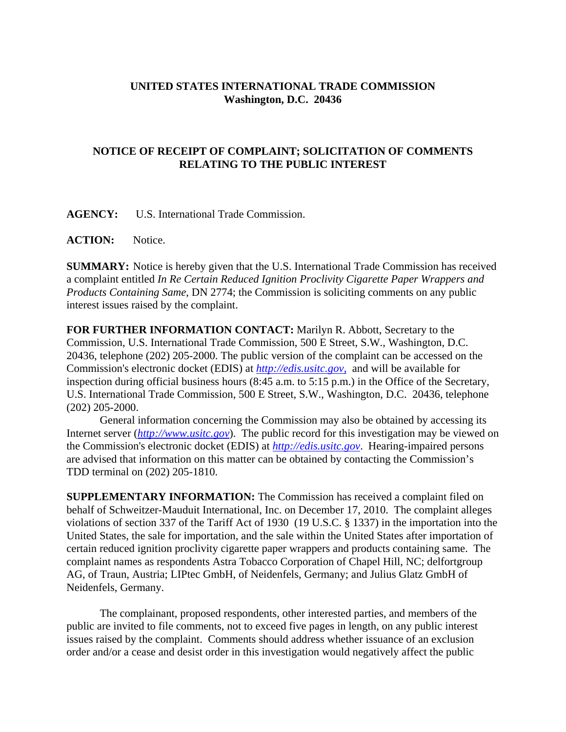**UNITED STATES INTERNATIONAL TRADE COMMISSION**
**Washington, D.C. 20436**

**NOTICE OF RECEIPT OF COMPLAINT; SOLICITATION OF COMMENTS RELATING TO THE PUBLIC INTEREST**

**AGENCY:** U.S. International Trade Commission.

**ACTION:** Notice.

**SUMMARY:** Notice is hereby given that the U.S. International Trade Commission has received a complaint entitled *In Re Certain Reduced Ignition Proclivity Cigarette Paper Wrappers and Products Containing Same*, DN 2774; the Commission is soliciting comments on any public interest issues raised by the complaint.

**FOR FURTHER INFORMATION CONTACT:** Marilyn R. Abbott, Secretary to the Commission, U.S. International Trade Commission, 500 E Street, S.W., Washington, D.C. 20436, telephone (202) 205-2000. The public version of the complaint can be accessed on the Commission's electronic docket (EDIS) at *http://edis.usitc.gov*, and will be available for inspection during official business hours (8:45 a.m. to 5:15 p.m.) in the Office of the Secretary, U.S. International Trade Commission, 500 E Street, S.W., Washington, D.C. 20436, telephone (202) 205-2000.

General information concerning the Commission may also be obtained by accessing its Internet server (*http://www.usitc.gov*). The public record for this investigation may be viewed on the Commission's electronic docket (EDIS) at *http://edis.usitc.gov*. Hearing-impaired persons are advised that information on this matter can be obtained by contacting the Commission's TDD terminal on (202) 205-1810.

**SUPPLEMENTARY INFORMATION:** The Commission has received a complaint filed on behalf of Schweitzer-Mauduit International, Inc. on December 17, 2010. The complaint alleges violations of section 337 of the Tariff Act of 1930 (19 U.S.C. § 1337) in the importation into the United States, the sale for importation, and the sale within the United States after importation of certain reduced ignition proclivity cigarette paper wrappers and products containing same. The complaint names as respondents Astra Tobacco Corporation of Chapel Hill, NC; delfortgroup AG, of Traun, Austria; LIPtec GmbH, of Neidenfels, Germany; and Julius Glatz GmbH of Neidenfels, Germany.

The complainant, proposed respondents, other interested parties, and members of the public are invited to file comments, not to exceed five pages in length, on any public interest issues raised by the complaint. Comments should address whether issuance of an exclusion order and/or a cease and desist order in this investigation would negatively affect the public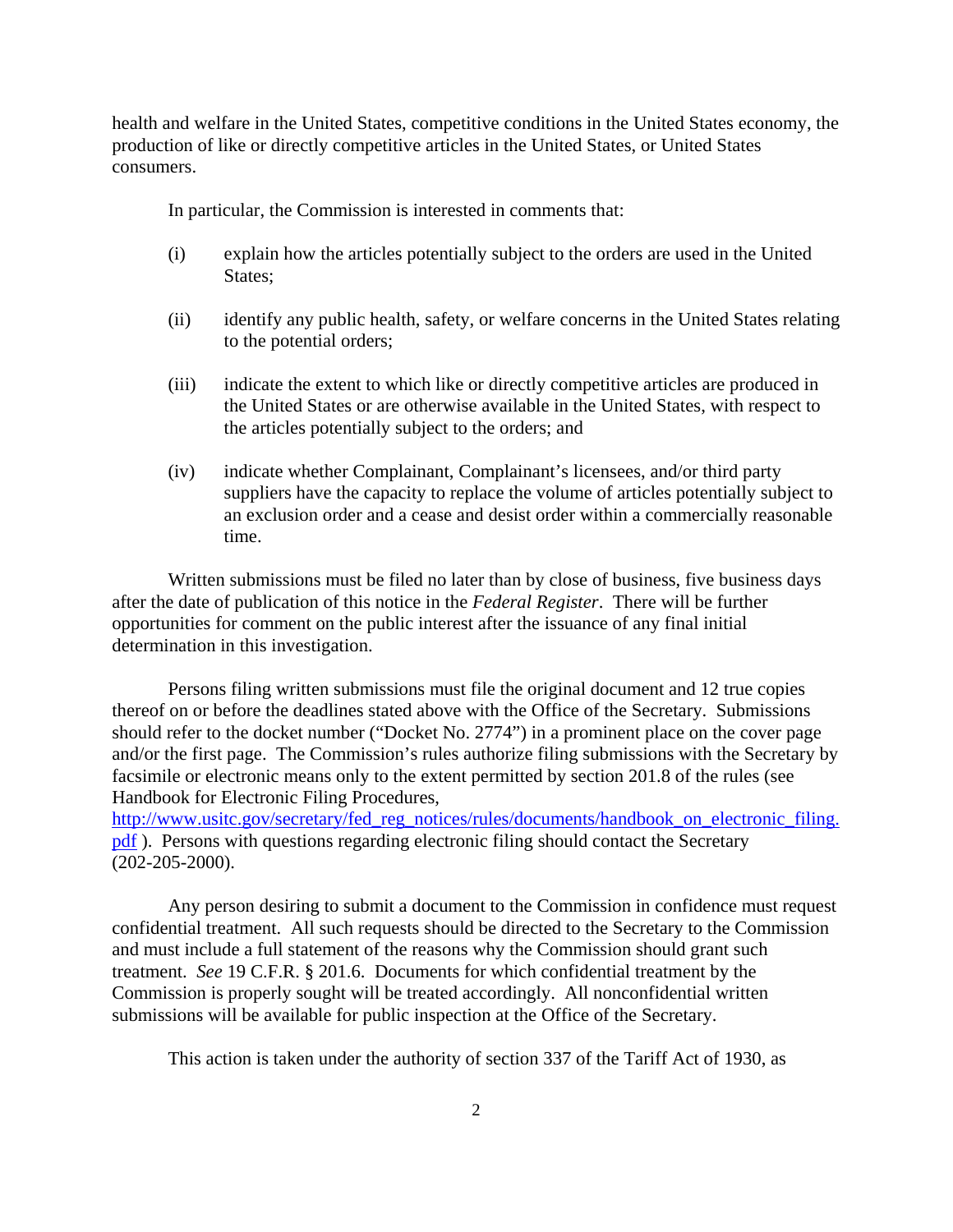health and welfare in the United States, competitive conditions in the United States economy, the production of like or directly competitive articles in the United States, or United States consumers.

In particular, the Commission is interested in comments that:

(i) explain how the articles potentially subject to the orders are used in the United States;

(ii) identify any public health, safety, or welfare concerns in the United States relating to the potential orders;

(iii) indicate the extent to which like or directly competitive articles are produced in the United States or are otherwise available in the United States, with respect to the articles potentially subject to the orders; and

(iv) indicate whether Complainant, Complainant's licensees, and/or third party suppliers have the capacity to replace the volume of articles potentially subject to an exclusion order and a cease and desist order within a commercially reasonable time.

Written submissions must be filed no later than by close of business, five business days after the date of publication of this notice in the *Federal Register*. There will be further opportunities for comment on the public interest after the issuance of any final initial determination in this investigation.

Persons filing written submissions must file the original document and 12 true copies thereof on or before the deadlines stated above with the Office of the Secretary. Submissions should refer to the docket number ("Docket No. 2774") in a prominent place on the cover page and/or the first page. The Commission's rules authorize filing submissions with the Secretary by facsimile or electronic means only to the extent permitted by section 201.8 of the rules (see Handbook for Electronic Filing Procedures, http://www.usitc.gov/secretary/fed_reg_notices/rules/documents/handbook_on_electronic_filing.pdf ). Persons with questions regarding electronic filing should contact the Secretary (202-205-2000).

Any person desiring to submit a document to the Commission in confidence must request confidential treatment. All such requests should be directed to the Secretary to the Commission and must include a full statement of the reasons why the Commission should grant such treatment. *See* 19 C.F.R. § 201.6. Documents for which confidential treatment by the Commission is properly sought will be treated accordingly. All nonconfidential written submissions will be available for public inspection at the Office of the Secretary.

This action is taken under the authority of section 337 of the Tariff Act of 1930, as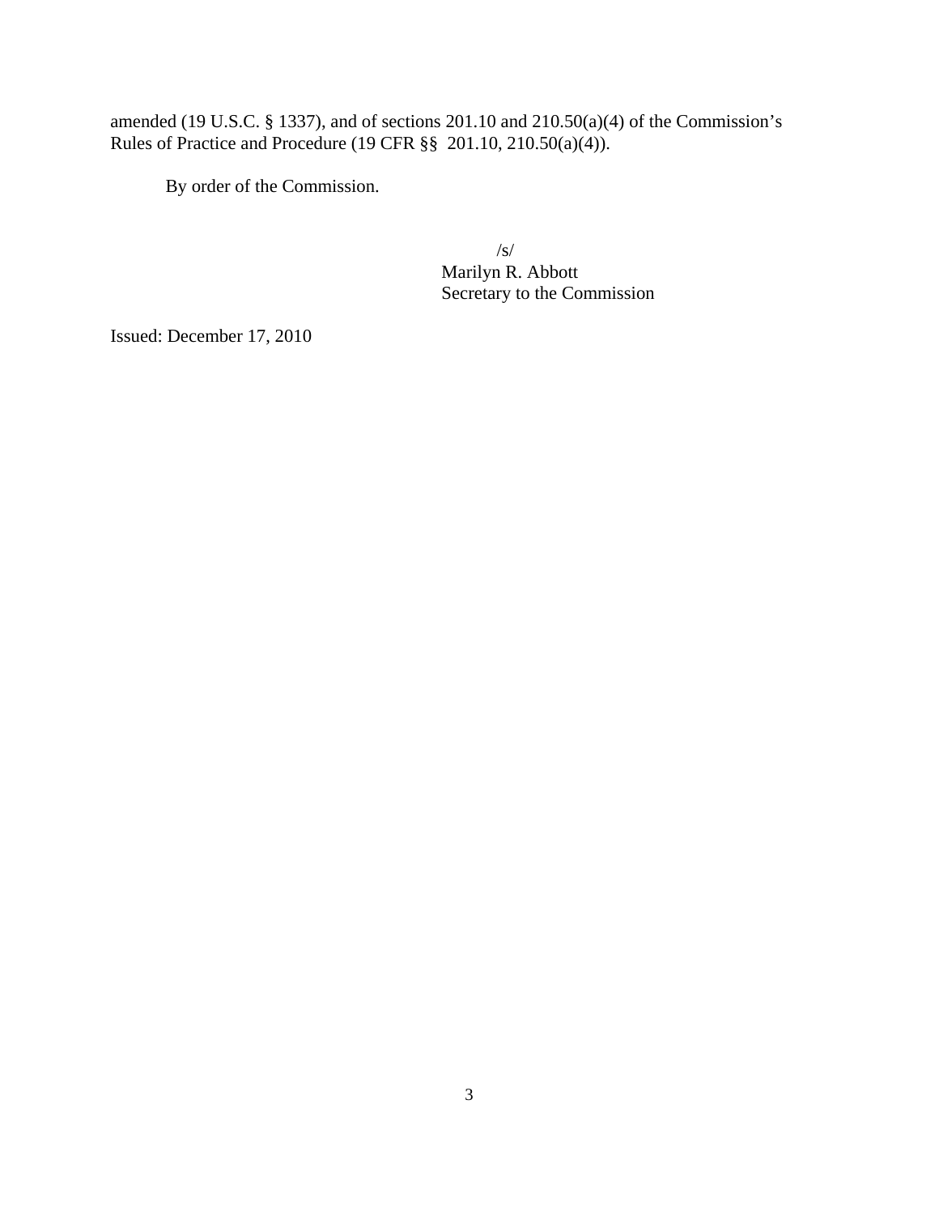amended (19 U.S.C. § 1337), and of sections 201.10 and 210.50(a)(4) of the Commission's Rules of Practice and Procedure (19 CFR §§ 201.10, 210.50(a)(4)).

By order of the Commission.

/s/
Marilyn R. Abbott
Secretary to the Commission

Issued: December 17, 2010